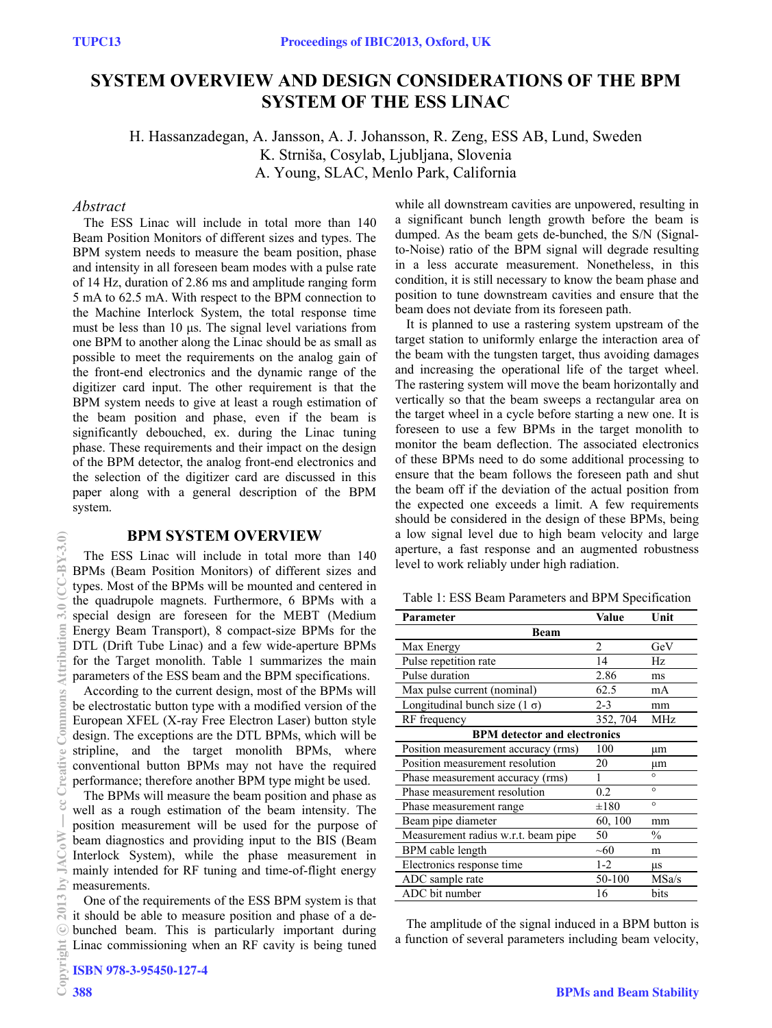# SYSTEM OVERVIEW AND DESIGN CONSIDERATIONS OF THE BPM SYSTEM OF THE ESS LINAC

H. Hassanzadegan, A. Jansson, A. J. Johansson, R. Zeng, ESS AB, Lund, Sweden
K. Strniša, Cosylab, Ljubljana, Slovenia
A. Young, SLAC, Menlo Park, California

### *Abstract*

The ESS Linac will include in total more than 140 Beam Position Monitors of different sizes and types. The BPM system needs to measure the beam position, phase and intensity in all foreseen beam modes with a pulse rate of 14 Hz, duration of 2.86 ms and amplitude ranging form 5 mA to 62.5 mA. With respect to the BPM connection to the Machine Interlock System, the total response time must be less than 10 µs. The signal level variations from one BPM to another along the Linac should be as small as possible to meet the requirements on the analog gain of the front-end electronics and the dynamic range of the digitizer card input. The other requirement is that the BPM system needs to give at least a rough estimation of the beam position and phase, even if the beam is significantly debouched, ex. during the Linac tuning phase. These requirements and their impact on the design of the BPM detector, the analog front-end electronics and the selection of the digitizer card are discussed in this paper along with a general description of the BPM system.

## BPM SYSTEM OVERVIEW

The ESS Linac will include in total more than 140 BPMs (Beam Position Monitors) of different sizes and types. Most of the BPMs will be mounted and centered in the quadrupole magnets. Furthermore, 6 BPMs with a special design are foreseen for the MEBT (Medium Energy Beam Transport), 8 compact-size BPMs for the DTL (Drift Tube Linac) and a few wide-aperture BPMs for the Target monolith. Table 1 summarizes the main parameters of the ESS beam and the BPM specifications.

According to the current design, most of the BPMs will be electrostatic button type with a modified version of the European XFEL (X-ray Free Electron Laser) button style design. The exceptions are the DTL BPMs, which will be stripline, and the target monolith BPMs, where conventional button BPMs may not have the required performance; therefore another BPM type might be used.

The BPMs will measure the beam position and phase as well as a rough estimation of the beam intensity. The position measurement will be used for the purpose of beam diagnostics and providing input to the BIS (Beam Interlock System), while the phase measurement in mainly intended for RF tuning and time-of-flight energy measurements.

One of the requirements of the ESS BPM system is that it should be able to measure position and phase of a de-bunched beam. This is particularly important during Linac commissioning when an RF cavity is being tuned while all downstream cavities are unpowered, resulting in a significant bunch length growth before the beam is dumped. As the beam gets de-bunched, the S/N (Signal-to-Noise) ratio of the BPM signal will degrade resulting in a less accurate measurement. Nonetheless, in this condition, it is still necessary to know the beam phase and position to tune downstream cavities and ensure that the beam does not deviate from its foreseen path.

It is planned to use a rastering system upstream of the target station to uniformly enlarge the interaction area of the beam with the tungsten target, thus avoiding damages and increasing the operational life of the target wheel. The rastering system will move the beam horizontally and vertically so that the beam sweeps a rectangular area on the target wheel in a cycle before starting a new one. It is foreseen to use a few BPMs in the target monolith to monitor the beam deflection. The associated electronics of these BPMs need to do some additional processing to ensure that the beam follows the foreseen path and shut the beam off if the deviation of the actual position from the expected one exceeds a limit. A few requirements should be considered in the design of these BPMs, being a low signal level due to high beam velocity and large aperture, a fast response and an augmented robustness level to work reliably under high radiation.

Table 1: ESS Beam Parameters and BPM Specification

| Parameter | Value | Unit |
|---|---|---|
| **Beam** | | |
| Max Energy | 2 | GeV |
| Pulse repetition rate | 14 | Hz |
| Pulse duration | 2.86 | ms |
| Max pulse current (nominal) | 62.5 | mA |
| Longitudinal bunch size (1 σ) | 2-3 | mm |
| RF frequency | 352, 704 | MHz |
| **BPM detector and electronics** | | |
| Position measurement accuracy (rms) | 100 | µm |
| Position measurement resolution | 20 | µm |
| Phase measurement accuracy (rms) | 1 | ° |
| Phase measurement resolution | 0.2 | ° |
| Phase measurement range | ±180 | ° |
| Beam pipe diameter | 60, 100 | mm |
| Measurement radius w.r.t. beam pipe | 50 | % |
| BPM cable length | ~60 | m |
| Electronics response time | 1-2 | µs |
| ADC sample rate | 50-100 | MSa/s |
| ADC bit number | 16 | bits |

The amplitude of the signal induced in a BPM button is a function of several parameters including beam velocity,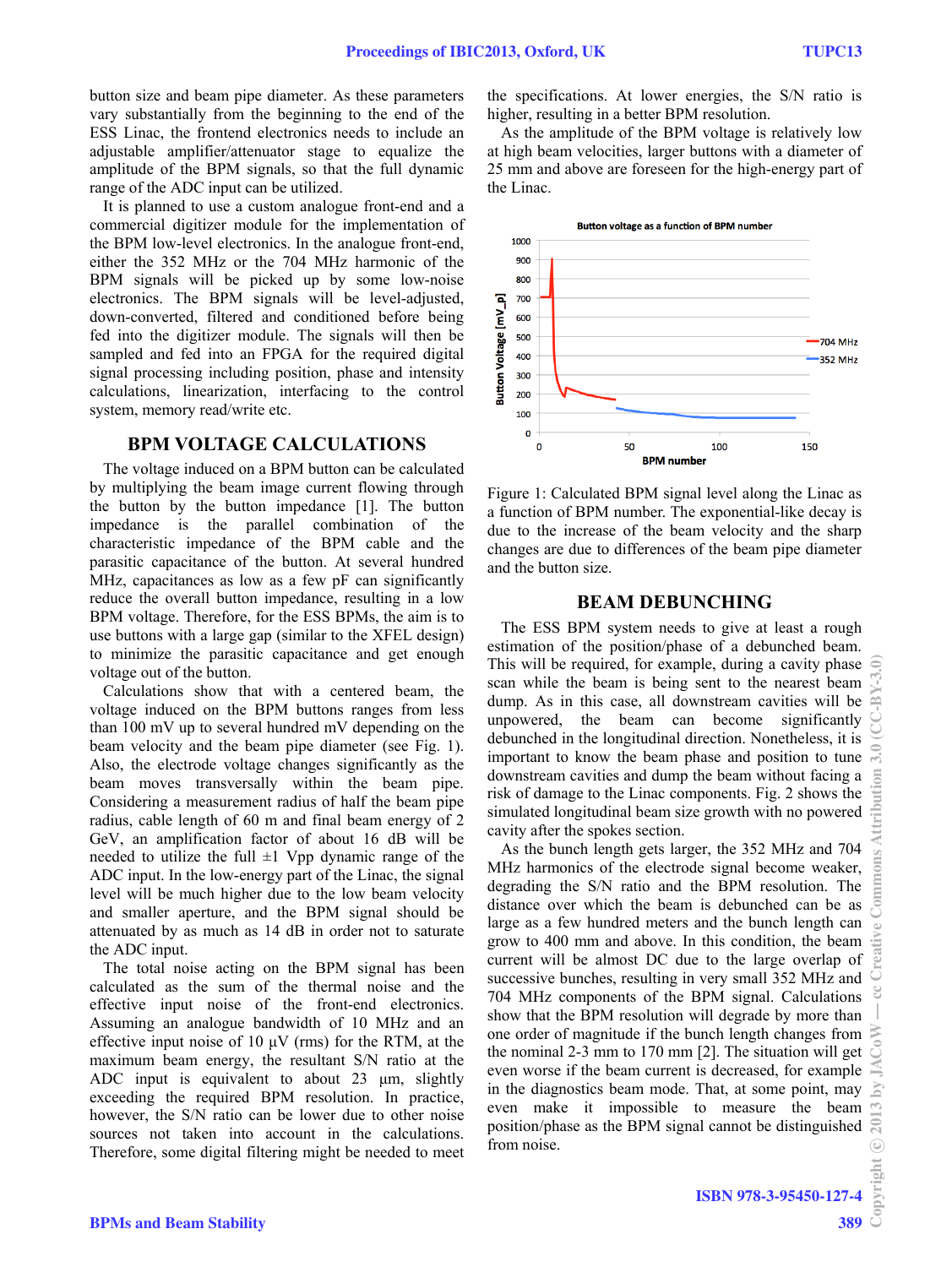button size and beam pipe diameter. As these parameters vary substantially from the beginning to the end of the ESS Linac, the frontend electronics needs to include an adjustable amplifier/attenuator stage to equalize the amplitude of the BPM signals, so that the full dynamic range of the ADC input can be utilized.

It is planned to use a custom analogue front-end and a commercial digitizer module for the implementation of the BPM low-level electronics. In the analogue front-end, either the 352 MHz or the 704 MHz harmonic of the BPM signals will be picked up by some low-noise electronics. The BPM signals will be level-adjusted, down-converted, filtered and conditioned before being fed into the digitizer module. The signals will then be sampled and fed into an FPGA for the required digital signal processing including position, phase and intensity calculations, linearization, interfacing to the control system, memory read/write etc.

## BPM VOLTAGE CALCULATIONS

The voltage induced on a BPM button can be calculated by multiplying the beam image current flowing through the button by the button impedance [1]. The button impedance is the parallel combination of the characteristic impedance of the BPM cable and the parasitic capacitance of the button. At several hundred MHz, capacitances as low as a few pF can significantly reduce the overall button impedance, resulting in a low BPM voltage. Therefore, for the ESS BPMs, the aim is to use buttons with a large gap (similar to the XFEL design) to minimize the parasitic capacitance and get enough voltage out of the button.

Calculations show that with a centered beam, the voltage induced on the BPM buttons ranges from less than 100 mV up to several hundred mV depending on the beam velocity and the beam pipe diameter (see Fig. 1). Also, the electrode voltage changes significantly as the beam moves transversally within the beam pipe. Considering a measurement radius of half the beam pipe radius, cable length of 60 m and final beam energy of 2 GeV, an amplification factor of about 16 dB will be needed to utilize the full ±1 Vpp dynamic range of the ADC input. In the low-energy part of the Linac, the signal level will be much higher due to the low beam velocity and smaller aperture, and the BPM signal should be attenuated by as much as 14 dB in order not to saturate the ADC input.

The total noise acting on the BPM signal has been calculated as the sum of the thermal noise and the effective input noise of the front-end electronics. Assuming an analogue bandwidth of 10 MHz and an effective input noise of 10 μV (rms) for the RTM, at the maximum beam energy, the resultant S/N ratio at the ADC input is equivalent to about 23 μm, slightly exceeding the required BPM resolution. In practice, however, the S/N ratio can be lower due to other noise sources not taken into account in the calculations. Therefore, some digital filtering might be needed to meet the specifications. At lower energies, the S/N ratio is higher, resulting in a better BPM resolution.

As the amplitude of the BPM voltage is relatively low at high beam velocities, larger buttons with a diameter of 25 mm and above are foreseen for the high-energy part of the Linac.

Figure 1: Calculated BPM signal level along the Linac as a function of BPM number. The exponential-like decay is due to the increase of the beam velocity and the sharp changes are due to differences of the beam pipe diameter and the button size.

## BEAM DEBUNCHING

The ESS BPM system needs to give at least a rough estimation of the position/phase of a debunched beam. This will be required, for example, during a cavity phase scan while the beam is being sent to the nearest beam dump. As in this case, all downstream cavities will be unpowered, the beam can become significantly debunched in the longitudinal direction. Nonetheless, it is important to know the beam phase and position to tune downstream cavities and dump the beam without facing a risk of damage to the Linac components. Fig. 2 shows the simulated longitudinal beam size growth with no powered cavity after the spokes section.

As the bunch length gets larger, the 352 MHz and 704 MHz harmonics of the electrode signal become weaker, degrading the S/N ratio and the BPM resolution. The distance over which the beam is debunched can be as large as a few hundred meters and the bunch length can grow to 400 mm and above. In this condition, the beam current will be almost DC due to the large overlap of successive bunches, resulting in very small 352 MHz and 704 MHz components of the BPM signal. Calculations show that the BPM resolution will degrade by more than one order of magnitude if the bunch length changes from the nominal 2-3 mm to 170 mm [2]. The situation will get even worse if the beam current is decreased, for example in the diagnostics beam mode. That, at some point, may even make it impossible to measure the beam position/phase as the BPM signal cannot be distinguished from noise.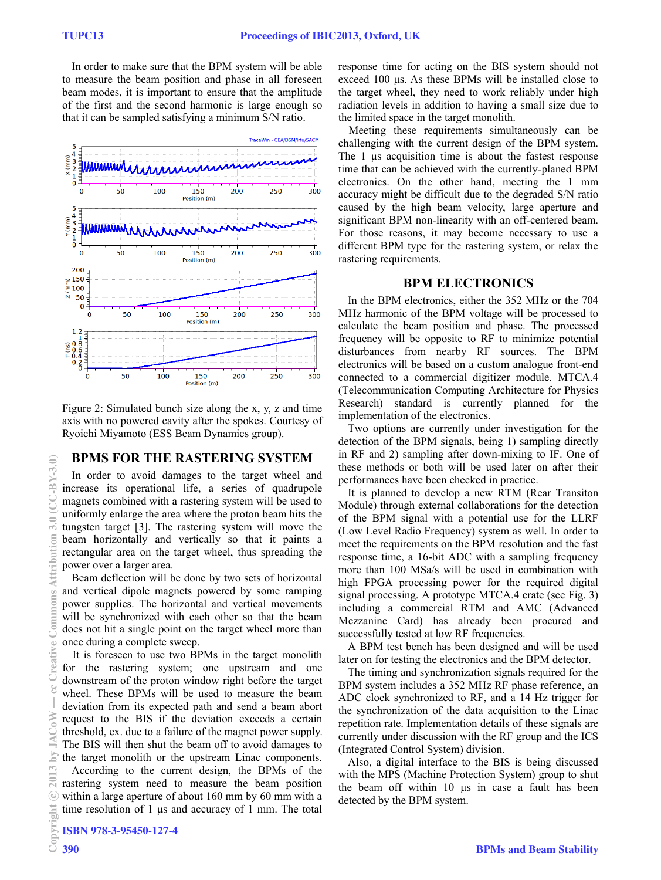In order to make sure that the BPM system will be able to measure the beam position and phase in all foreseen beam modes, it is important to ensure that the amplitude of the first and the second harmonic is large enough so that it can be sampled satisfying a minimum S/N ratio.

Figure 2: Simulated bunch size along the x, y, z and time axis with no powered cavity after the spokes. Courtesy of Ryoichi Miyamoto (ESS Beam Dynamics group).

## BPMS FOR THE RASTERING SYSTEM

In order to avoid damages to the target wheel and increase its operational life, a series of quadrupole magnets combined with a rastering system will be used to uniformly enlarge the area where the proton beam hits the tungsten target [3]. The rastering system will move the beam horizontally and vertically so that it paints a rectangular area on the target wheel, thus spreading the power over a larger area.

Beam deflection will be done by two sets of horizontal and vertical dipole magnets powered by some ramping power supplies. The horizontal and vertical movements will be synchronized with each other so that the beam does not hit a single point on the target wheel more than once during a complete sweep.

It is foreseen to use two BPMs in the target monolith for the rastering system; one upstream and one downstream of the proton window right before the target wheel. These BPMs will be used to measure the beam deviation from its expected path and send a beam abort request to the BIS if the deviation exceeds a certain threshold, ex. due to a failure of the magnet power supply. The BIS will then shut the beam off to avoid damages to the target monolith or the upstream Linac components.

According to the current design, the BPMs of the rastering system need to measure the beam position within a large aperture of about 160 mm by 60 mm with a time resolution of 1 µs and accuracy of 1 mm. The total response time for acting on the BIS system should not exceed 100 µs. As these BPMs will be installed close to the target wheel, they need to work reliably under high radiation levels in addition to having a small size due to the limited space in the target monolith.

Meeting these requirements simultaneously can be challenging with the current design of the BPM system. The 1 µs acquisition time is about the fastest response time that can be achieved with the currently-planed BPM electronics. On the other hand, meeting the 1 mm accuracy might be difficult due to the degraded S/N ratio caused by the high beam velocity, large aperture and significant BPM non-linearity with an off-centered beam. For those reasons, it may become necessary to use a different BPM type for the rastering system, or relax the rastering requirements.

## BPM ELECTRONICS

In the BPM electronics, either the 352 MHz or the 704 MHz harmonic of the BPM voltage will be processed to calculate the beam position and phase. The processed frequency will be opposite to RF to minimize potential disturbances from nearby RF sources. The BPM electronics will be based on a custom analogue front-end connected to a commercial digitizer module. MTCA.4 (Telecommunication Computing Architecture for Physics Research) standard is currently planned for the implementation of the electronics.

Two options are currently under investigation for the detection of the BPM signals, being 1) sampling directly in RF and 2) sampling after down-mixing to IF. One of these methods or both will be used later on after their performances have been checked in practice.

It is planned to develop a new RTM (Rear Transiton Module) through external collaborations for the detection of the BPM signal with a potential use for the LLRF (Low Level Radio Frequency) system as well. In order to meet the requirements on the BPM resolution and the fast response time, a 16-bit ADC with a sampling frequency more than 100 MSa/s will be used in combination with high FPGA processing power for the required digital signal processing. A prototype MTCA.4 crate (see Fig. 3) including a commercial RTM and AMC (Advanced Mezzanine Card) has already been procured and successfully tested at low RF frequencies.

A BPM test bench has been designed and will be used later on for testing the electronics and the BPM detector.

The timing and synchronization signals required for the BPM system includes a 352 MHz RF phase reference, an ADC clock synchronized to RF, and a 14 Hz trigger for the synchronization of the data acquisition to the Linac repetition rate. Implementation details of these signals are currently under discussion with the RF group and the ICS (Integrated Control System) division.

Also, a digital interface to the BIS is being discussed with the MPS (Machine Protection System) group to shut the beam off within 10 µs in case a fault has been detected by the BPM system.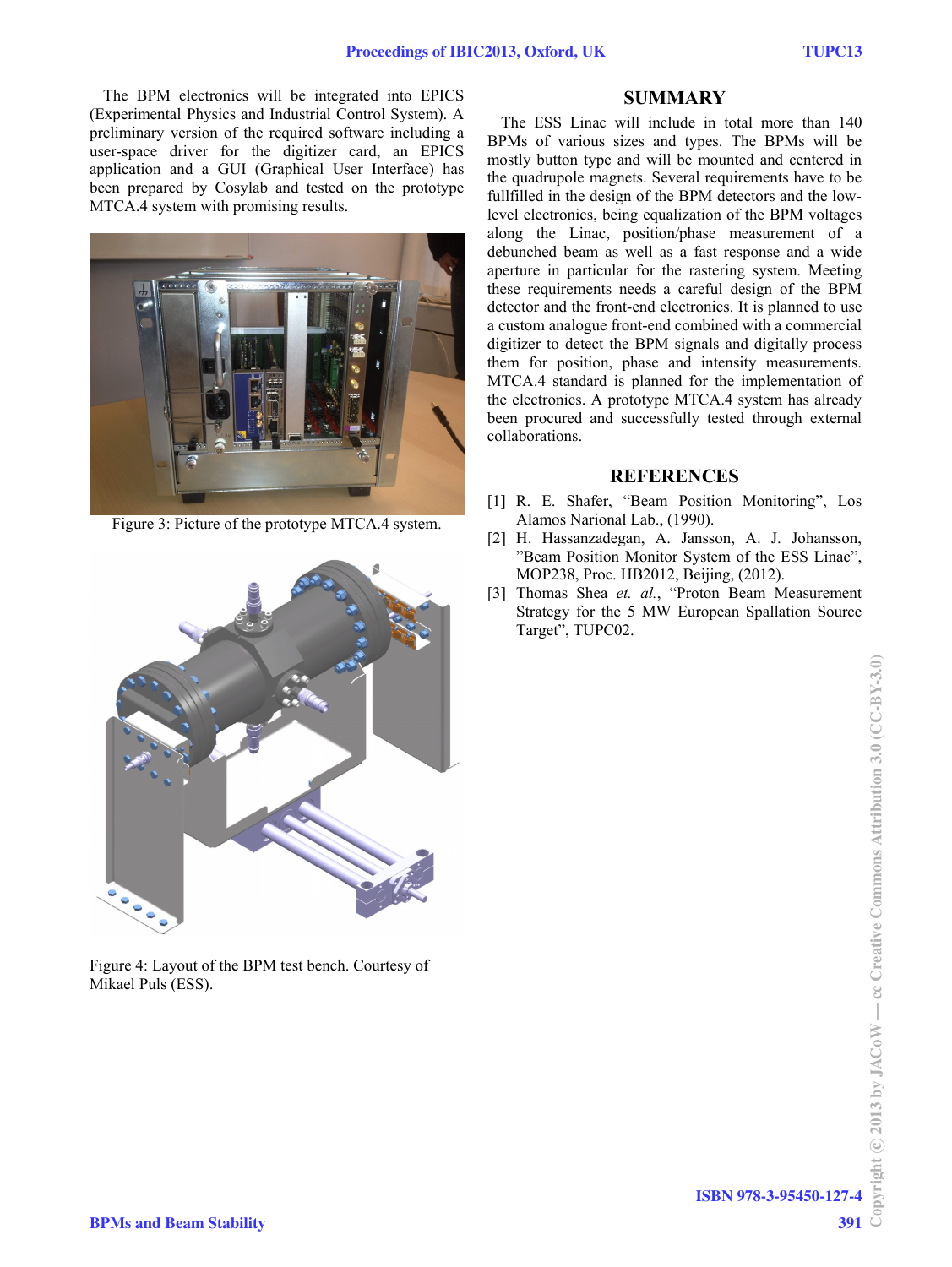The BPM electronics will be integrated into EPICS (Experimental Physics and Industrial Control System). A preliminary version of the required software including a user-space driver for the digitizer card, an EPICS application and a GUI (Graphical User Interface) has been prepared by Cosylab and tested on the prototype MTCA.4 system with promising results.

Figure 3: Picture of the prototype MTCA.4 system.

Figure 4: Layout of the BPM test bench. Courtesy of Mikael Puls (ESS).

## SUMMARY

The ESS Linac will include in total more than 140 BPMs of various sizes and types. The BPMs will be mostly button type and will be mounted and centered in the quadrupole magnets. Several requirements have to be fullfilled in the design of the BPM detectors and the low-level electronics, being equalization of the BPM voltages along the Linac, position/phase measurement of a debunched beam as well as a fast response and a wide aperture in particular for the rastering system. Meeting these requirements needs a careful design of the BPM detector and the front-end electronics. It is planned to use a custom analogue front-end combined with a commercial digitizer to detect the BPM signals and digitally process them for position, phase and intensity measurements. MTCA.4 standard is planned for the implementation of the electronics. A prototype MTCA.4 system has already been procured and successfully tested through external collaborations.

## REFERENCES

[1] R. E. Shafer, "Beam Position Monitoring", Los Alamos Narional Lab., (1990).

[2] H. Hassanzadegan, A. Jansson, A. J. Johansson, "Beam Position Monitor System of the ESS Linac", MOP238, Proc. HB2012, Beijing, (2012).

[3] Thomas Shea *et. al.*, "Proton Beam Measurement Strategy for the 5 MW European Spallation Source Target", TUPC02.